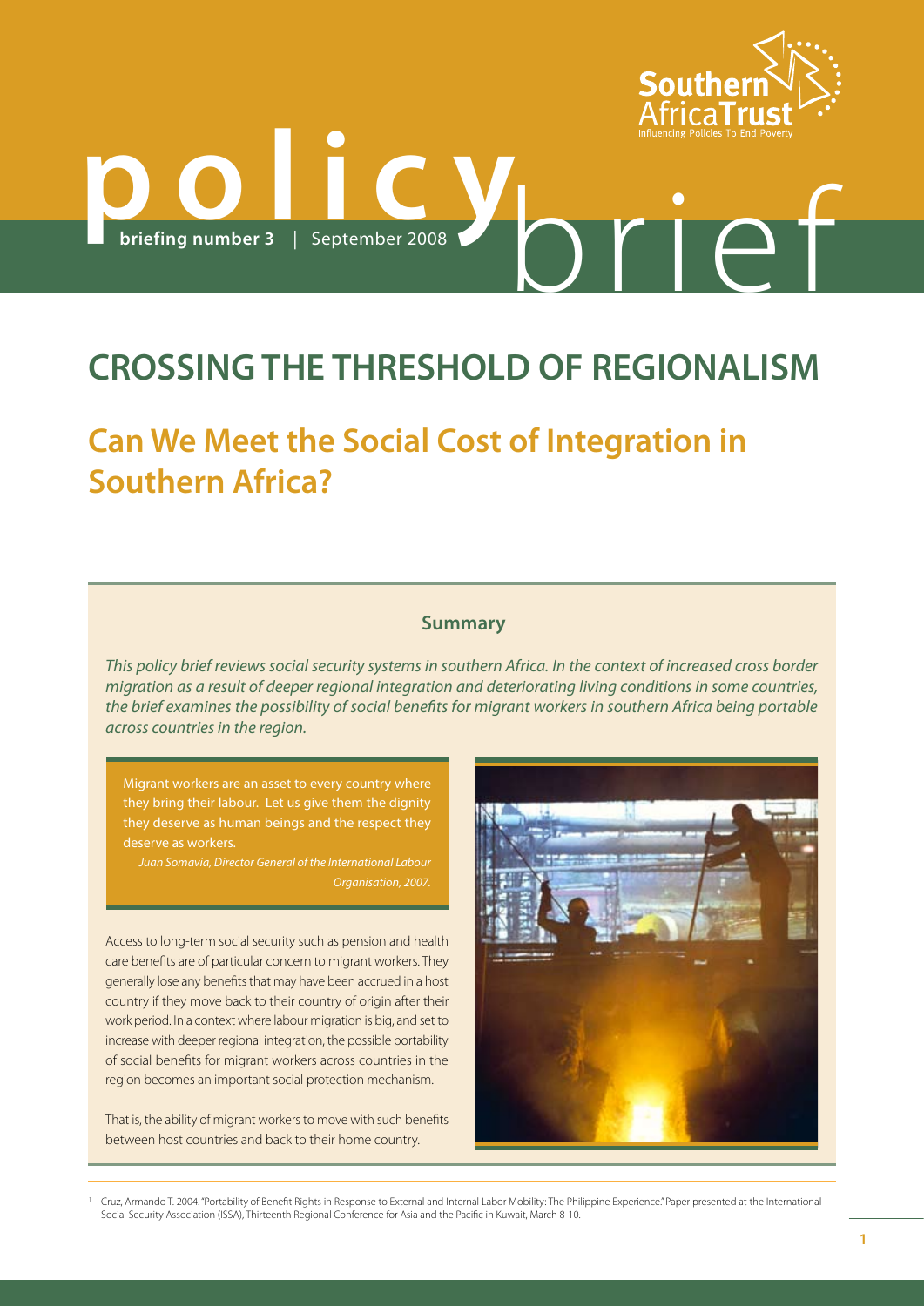Southern Africa Trust
Influencing Policies To End Poverty

policy brief

**briefing number 3** | September 2008

# CROSSING THE THRESHOLD OF REGIONALISM

## Can We Meet the Social Cost of Integration in Southern Africa?

### Summary

*This policy brief reviews social security systems in southern Africa. In the context of increased cross border migration as a result of deeper regional integration and deteriorating living conditions in some countries, the brief examines the possibility of social benefits for migrant workers in southern Africa being portable across countries in the region.*

> Migrant workers are an asset to every country where they bring their labour. Let us give them the dignity they deserve as human beings and the respect they deserve as workers.
>
> *Juan Somavia, Director General of the International Labour Organisation, 2007.*

Access to long-term social security such as pension and health care benefits are of particular concern to migrant workers. They generally lose any benefits that may have been accrued in a host country if they move back to their country of origin after their work period. In a context where labour migration is big, and set to increase with deeper regional integration, the possible portability of social benefits for migrant workers across countries in the region becomes an important social protection mechanism.

That is, the ability of migrant workers to move with such benefits between host countries and back to their home country.

[1] Cruz, Armando T. 2004. "Portability of Benefit Rights in Response to External and Internal Labor Mobility: The Philippine Experience." Paper presented at the International Social Security Association (ISSA), Thirteenth Regional Conference for Asia and the Pacific in Kuwait, March 8-10.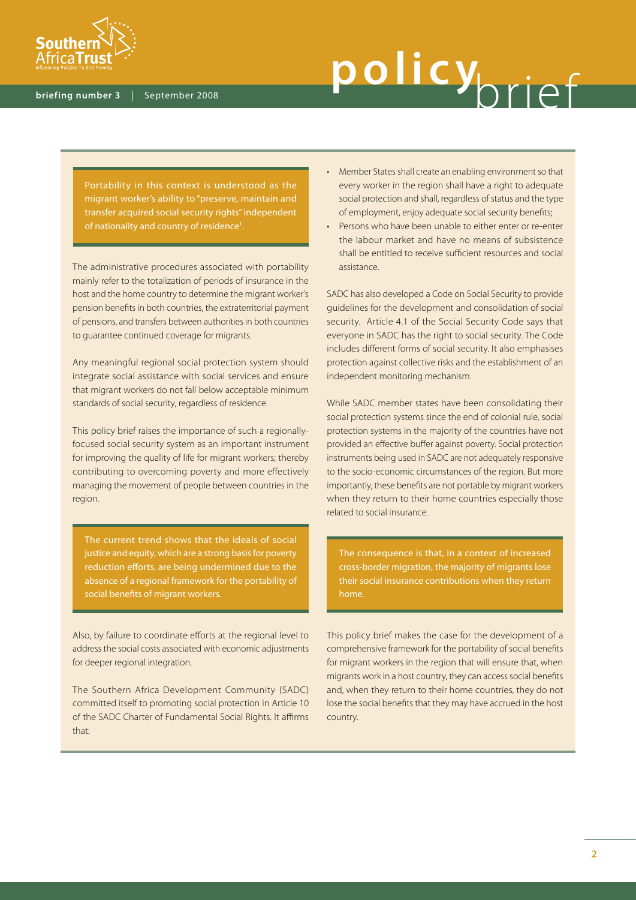Portability in this context is understood as the migrant worker's ability to "preserve, maintain and transfer acquired social security rights" independent of nationality and country of residence[1].

The administrative procedures associated with portability mainly refer to the totalization of periods of insurance in the host and the home country to determine the migrant worker's pension benefits in both countries, the extraterritorial payment of pensions, and transfers between authorities in both countries to guarantee continued coverage for migrants.

Any meaningful regional social protection system should integrate social assistance with social services and ensure that migrant workers do not fall below acceptable minimum standards of social security, regardless of residence.

This policy brief raises the importance of such a regionally-focused social security system as an important instrument for improving the quality of life for migrant workers; thereby contributing to overcoming poverty and more effectively managing the movement of people between countries in the region.

The current trend shows that the ideals of social justice and equity, which are a strong basis for poverty reduction efforts, are being undermined due to the absence of a regional framework for the portability of social benefits of migrant workers.

Also, by failure to coordinate efforts at the regional level to address the social costs associated with economic adjustments for deeper regional integration.

The Southern Africa Development Community (SADC) committed itself to promoting social protection in Article 10 of the SADC Charter of Fundamental Social Rights. It affirms that:

- Member States shall create an enabling environment so that every worker in the region shall have a right to adequate social protection and shall, regardless of status and the type of employment, enjoy adequate social security benefits;
- Persons who have been unable to either enter or re-enter the labour market and have no means of subsistence shall be entitled to receive sufficient resources and social assistance.

SADC has also developed a Code on Social Security to provide guidelines for the development and consolidation of social security. Article 4.1 of the Social Security Code says that everyone in SADC has the right to social security. The Code includes different forms of social security. It also emphasises protection against collective risks and the establishment of an independent monitoring mechanism.

While SADC member states have been consolidating their social protection systems since the end of colonial rule, social protection systems in the majority of the countries have not provided an effective buffer against poverty. Social protection instruments being used in SADC are not adequately responsive to the socio-economic circumstances of the region. But more importantly, these benefits are not portable by migrant workers when they return to their home countries especially those related to social insurance.

The consequence is that, in a context of increased cross-border migration, the majority of migrants lose their social insurance contributions when they return home.

This policy brief makes the case for the development of a comprehensive framework for the portability of social benefits for migrant workers in the region that will ensure that, when migrants work in a host country, they can access social benefits and, when they return to their home countries, they do not lose the social benefits that they may have accrued in the host country.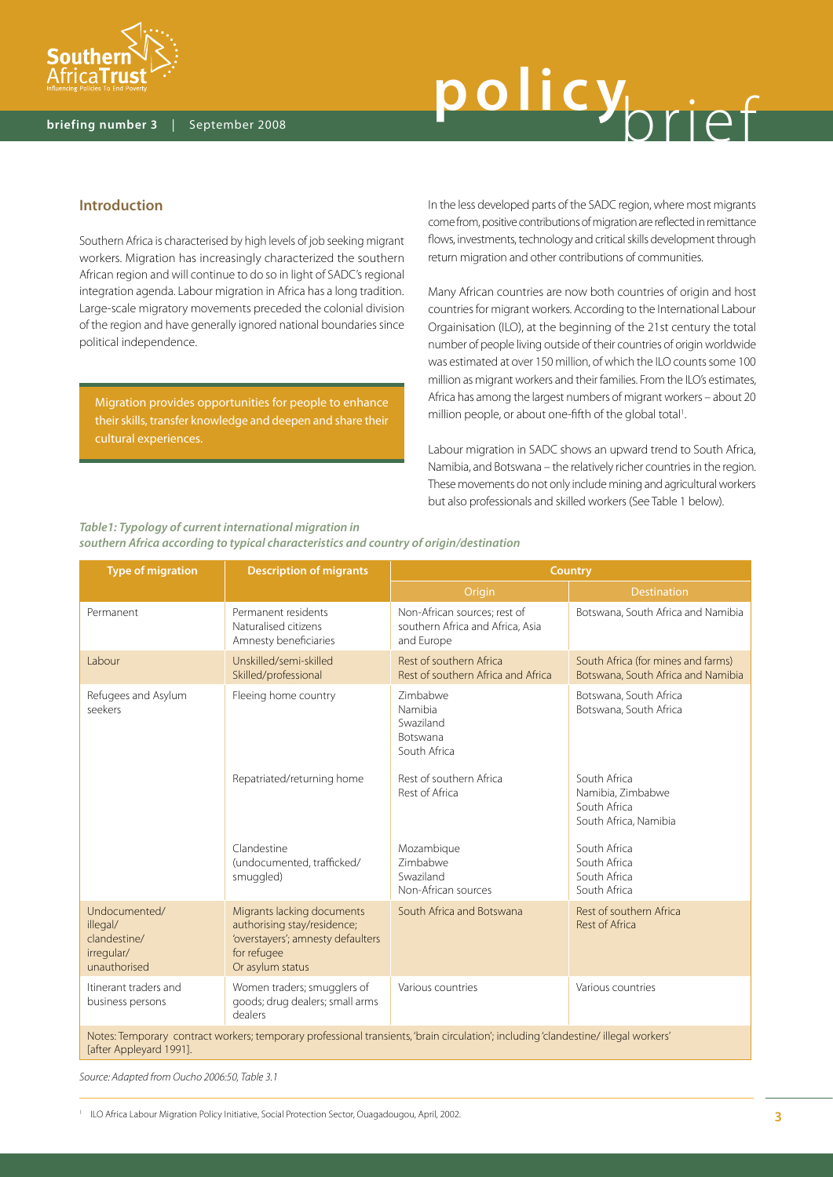## Introduction

Southern Africa is characterised by high levels of job seeking migrant workers. Migration has increasingly characterized the southern African region and will continue to do so in light of SADC's regional integration agenda. Labour migration in Africa has a long tradition. Large-scale migratory movements preceded the colonial division of the region and have generally ignored national boundaries since political independence.

Migration provides opportunities for people to enhance their skills, transfer knowledge and deepen and share their cultural experiences.

In the less developed parts of the SADC region, where most migrants come from, positive contributions of migration are reflected in remittance flows, investments, technology and critical skills development through return migration and other contributions of communities.

Many African countries are now both countries of origin and host countries for migrant workers. According to the International Labour Orgainisation (ILO), at the beginning of the 21st century the total number of people living outside of their countries of origin worldwide was estimated at over 150 million, of which the ILO counts some 100 million as migrant workers and their families. From the ILO's estimates, Africa has among the largest numbers of migrant workers – about 20 million people, or about one-fifth of the global total[1].

Labour migration in SADC shows an upward trend to South Africa, Namibia, and Botswana – the relatively richer countries in the region. These movements do not only include mining and agricultural workers but also professionals and skilled workers (See Table 1 below).

***Table1: Typology of current international migration in southern Africa according to typical characteristics and country of origin/destination***

| Type of migration | Description of migrants | Country | |
|---|---|---|---|
| | | Origin | Destination |
| Permanent | Permanent residents<br>Naturalised citizens<br>Amnesty beneficiaries | Non-African sources; rest of southern Africa and Africa, Asia and Europe | Botswana, South Africa and Namibia |
| Labour | Unskilled/semi-skilled<br>Skilled/professional | Rest of southern Africa<br>Rest of southern Africa and Africa | South Africa (for mines and farms)<br>Botswana, South Africa and Namibia |
| Refugees and Asylum seekers | Fleeing home country | Zimbabwe<br>Namibia<br>Swaziland<br>Botswana<br>South Africa | Botswana, South Africa<br>Botswana, South Africa |
| | Repatriated/returning home | Rest of southern Africa<br>Rest of Africa | South Africa<br>Namibia, Zimbabwe<br>South Africa<br>South Africa, Namibia |
| | Clandestine (undocumented, trafficked/ smuggled) | Mozambique<br>Zimbabwe<br>Swaziland<br>Non-African sources | South Africa<br>South Africa<br>South Africa<br>South Africa |
| Undocumented/ illegal/ clandestine/ irregular/ unauthorised | Migrants lacking documents authorising stay/residence; 'overstayers'; amnesty defaulters for refugee Or asylum status | South Africa and Botswana | Rest of southern Africa<br>Rest of Africa |
| Itinerant traders and business persons | Women traders; smugglers of goods; drug dealers; small arms dealers | Various countries | Various countries |

Notes: Temporary contract workers; temporary professional transients, 'brain circulation'; including 'clandestine/ illegal workers' [after Appleyard 1991].

*Source: Adapted from Oucho 2006:50, Table 3.1*

[1] ILO Africa Labour Migration Policy Initiative, Social Protection Sector, Ouagadougou, April, 2002.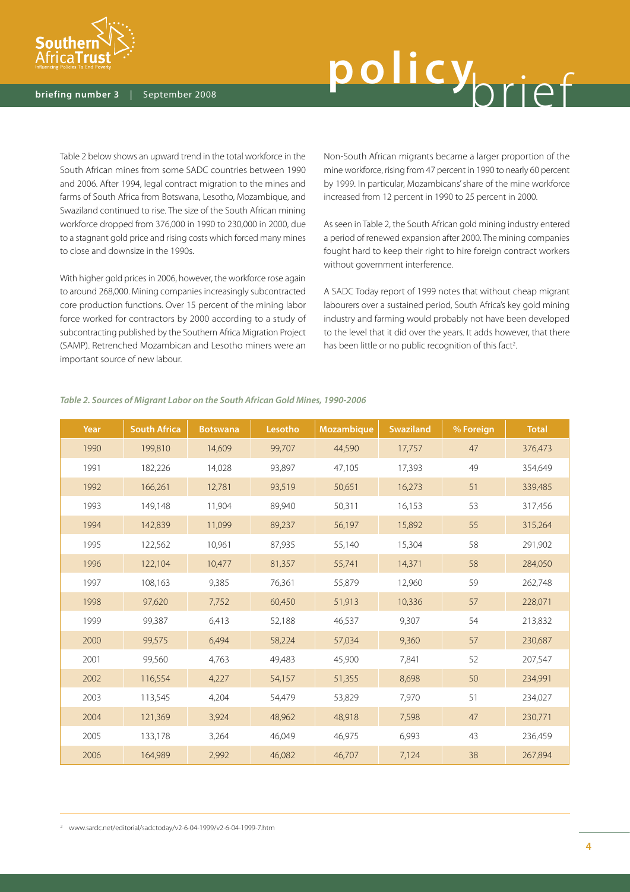Table 2 below shows an upward trend in the total workforce in the South African mines from some SADC countries between 1990 and 2006. After 1994, legal contract migration to the mines and farms of South Africa from Botswana, Lesotho, Mozambique, and Swaziland continued to rise. The size of the South African mining workforce dropped from 376,000 in 1990 to 230,000 in 2000, due to a stagnant gold price and rising costs which forced many mines to close and downsize in the 1990s.

With higher gold prices in 2006, however, the workforce rose again to around 268,000. Mining companies increasingly subcontracted core production functions. Over 15 percent of the mining labor force worked for contractors by 2000 according to a study of subcontracting published by the Southern Africa Migration Project (SAMP). Retrenched Mozambican and Lesotho miners were an important source of new labour.

Non-South African migrants became a larger proportion of the mine workforce, rising from 47 percent in 1990 to nearly 60 percent by 1999. In particular, Mozambicans' share of the mine workforce increased from 12 percent in 1990 to 25 percent in 2000.

As seen in Table 2, the South African gold mining industry entered a period of renewed expansion after 2000. The mining companies fought hard to keep their right to hire foreign contract workers without government interference.

A SADC Today report of 1999 notes that without cheap migrant labourers over a sustained period, South Africa's key gold mining industry and farming would probably not have been developed to the level that it did over the years. It adds however, that there has been little or no public recognition of this fact[2].

***Table 2. Sources of Migrant Labor on the South African Gold Mines, 1990-2006***

| Year | South Africa | Botswana | Lesotho | Mozambique | Swaziland | % Foreign | Total |
|---|---|---|---|---|---|---|---|
| 1990 | 199,810 | 14,609 | 99,707 | 44,590 | 17,757 | 47 | 376,473 |
| 1991 | 182,226 | 14,028 | 93,897 | 47,105 | 17,393 | 49 | 354,649 |
| 1992 | 166,261 | 12,781 | 93,519 | 50,651 | 16,273 | 51 | 339,485 |
| 1993 | 149,148 | 11,904 | 89,940 | 50,311 | 16,153 | 53 | 317,456 |
| 1994 | 142,839 | 11,099 | 89,237 | 56,197 | 15,892 | 55 | 315,264 |
| 1995 | 122,562 | 10,961 | 87,935 | 55,140 | 15,304 | 58 | 291,902 |
| 1996 | 122,104 | 10,477 | 81,357 | 55,741 | 14,371 | 58 | 284,050 |
| 1997 | 108,163 | 9,385 | 76,361 | 55,879 | 12,960 | 59 | 262,748 |
| 1998 | 97,620 | 7,752 | 60,450 | 51,913 | 10,336 | 57 | 228,071 |
| 1999 | 99,387 | 6,413 | 52,188 | 46,537 | 9,307 | 54 | 213,832 |
| 2000 | 99,575 | 6,494 | 58,224 | 57,034 | 9,360 | 57 | 230,687 |
| 2001 | 99,560 | 4,763 | 49,483 | 45,900 | 7,841 | 52 | 207,547 |
| 2002 | 116,554 | 4,227 | 54,157 | 51,355 | 8,698 | 50 | 234,991 |
| 2003 | 113,545 | 4,204 | 54,479 | 53,829 | 7,970 | 51 | 234,027 |
| 2004 | 121,369 | 3,924 | 48,962 | 48,918 | 7,598 | 47 | 230,771 |
| 2005 | 133,178 | 3,264 | 46,049 | 46,975 | 6,993 | 43 | 236,459 |
| 2006 | 164,989 | 2,992 | 46,082 | 46,707 | 7,124 | 38 | 267,894 |

[2] www.sardc.net/editorial/sadctoday/v2-6-04-1999/v2-6-04-1999-7.htm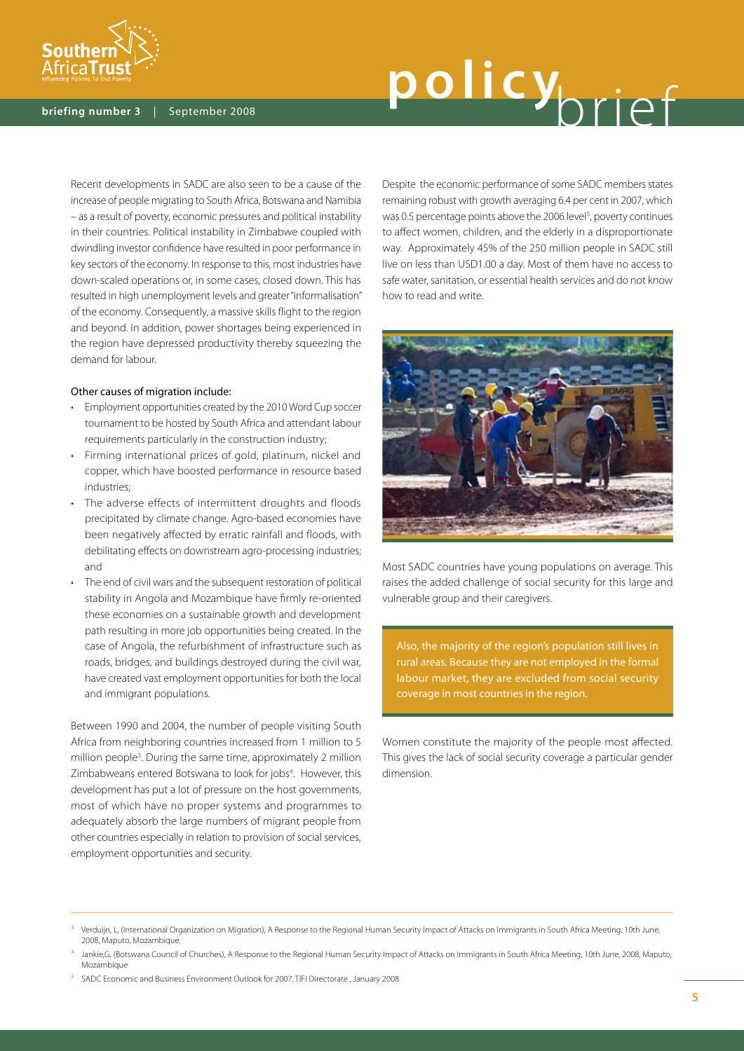Recent developments in SADC are also seen to be a cause of the increase of people migrating to South Africa, Botswana and Namibia – as a result of poverty, economic pressures and political instability in their countries. Political instability in Zimbabwe coupled with dwindling investor confidence have resulted in poor performance in key sectors of the economy. In response to this, most industries have down-scaled operations or, in some cases, closed down. This has resulted in high unemployment levels and greater "informalisation" of the economy. Consequently, a massive skills flight to the region and beyond. In addition, power shortages being experienced in the region have depressed productivity thereby squeezing the demand for labour.

Other causes of migration include:

- Employment opportunities created by the 2010 Word Cup soccer tournament to be hosted by South Africa and attendant labour requirements particularly in the construction industry;
- Firming international prices of gold, platinum, nickel and copper, which have boosted performance in resource based industries;
- The adverse effects of intermittent droughts and floods precipitated by climate change. Agro-based economies have been negatively affected by erratic rainfall and floods, with debilitating effects on downstream agro-processing industries; and
- The end of civil wars and the subsequent restoration of political stability in Angola and Mozambique have firmly re-oriented these economies on a sustainable growth and development path resulting in more job opportunities being created. In the case of Angola, the refurbishment of infrastructure such as roads, bridges, and buildings destroyed during the civil war, have created vast employment opportunities for both the local and immigrant populations.

Between 1990 and 2004, the number of people visiting South Africa from neighboring countries increased from 1 million to 5 million people[3]. During the same time, approximately 2 million Zimbabweans entered Botswana to look for jobs[4]. However, this development has put a lot of pressure on the host governments, most of which have no proper systems and programmes to adequately absorb the large numbers of migrant people from other countries especially in relation to provision of social services, employment opportunities and security.

Despite the economic performance of some SADC members states remaining robust with growth averaging 6.4 per cent in 2007, which was 0.5 percentage points above the 2006 level[5], poverty continues to affect women, children, and the elderly in a disproportionate way. Approximately 45% of the 250 million people in SADC still live on less than USD1.00 a day. Most of them have no access to safe water, sanitation, or essential health services and do not know how to read and write.

Most SADC countries have young populations on average. This raises the added challenge of social security for this large and vulnerable group and their caregivers.

Also, the majority of the region's population still lives in rural areas. Because they are not employed in the formal labour market, they are excluded from social security coverage in most countries in the region.

Women constitute the majority of the people most affected. This gives the lack of social security coverage a particular gender dimension.

---

[3] Verduijn, L, (International Organization on Migration), A Response to the Regional Human Security Impact of Attacks on Immigrants in South Africa Meeting, 10th June, 2008, Maputo, Mozambique.

[4] Jankie,G, (Botswana Council of Churches), A Response to the Regional Human Security Impact of Attacks on Immigrants in South Africa Meeting, 10th June, 2008, Maputo, Mozambique

[5] SADC Economic and Business Environment Outlook for 2007, TIFI Directorate , January 2008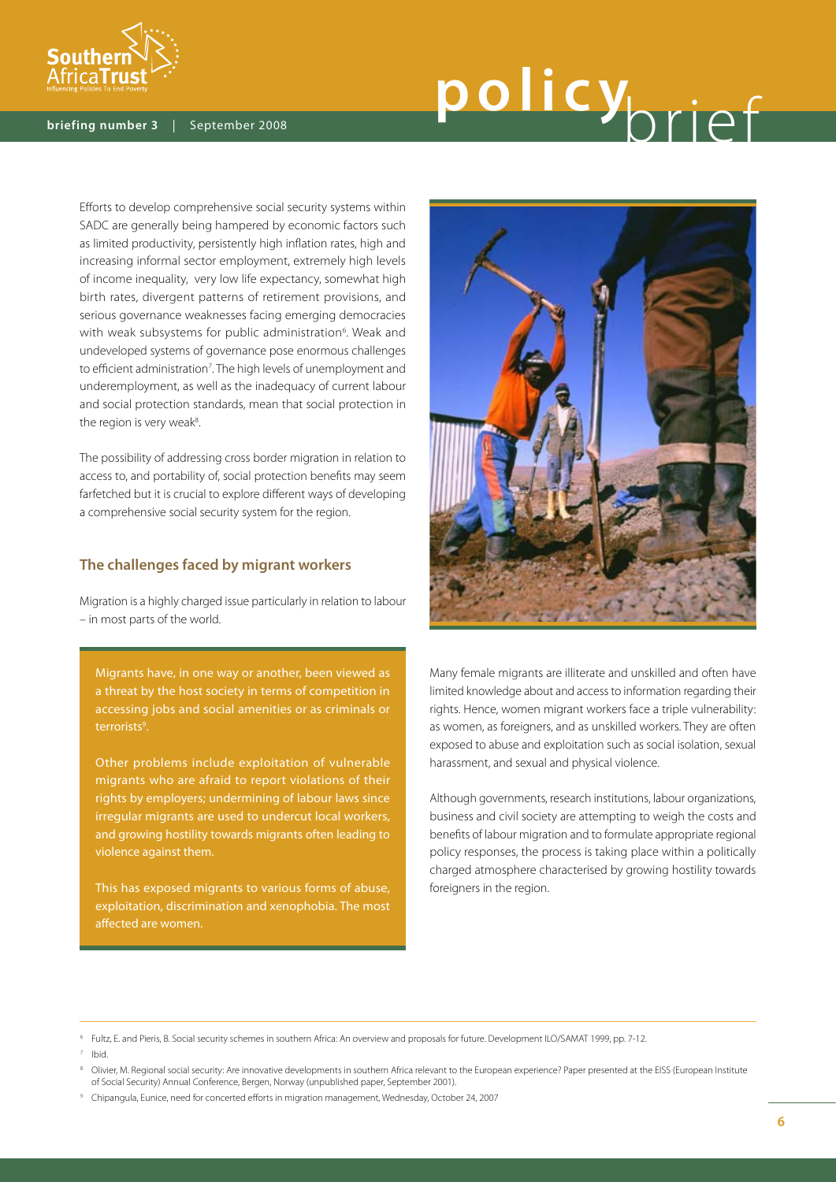Efforts to develop comprehensive social security systems within SADC are generally being hampered by economic factors such as limited productivity, persistently high inflation rates, high and increasing informal sector employment, extremely high levels of income inequality, very low life expectancy, somewhat high birth rates, divergent patterns of retirement provisions, and serious governance weaknesses facing emerging democracies with weak subsystems for public administration[6]. Weak and undeveloped systems of governance pose enormous challenges to efficient administration[7]. The high levels of unemployment and underemployment, as well as the inadequacy of current labour and social protection standards, mean that social protection in the region is very weak[8].

The possibility of addressing cross border migration in relation to access to, and portability of, social protection benefits may seem farfetched but it is crucial to explore different ways of developing a comprehensive social security system for the region.

### The challenges faced by migrant workers

Migration is a highly charged issue particularly in relation to labour – in most parts of the world.

> Migrants have, in one way or another, been viewed as a threat by the host society in terms of competition in accessing jobs and social amenities or as criminals or terrorists[9].
>
> Other problems include exploitation of vulnerable migrants who are afraid to report violations of their rights by employers; undermining of labour laws since irregular migrants are used to undercut local workers, and growing hostility towards migrants often leading to violence against them.
>
> This has exposed migrants to various forms of abuse, exploitation, discrimination and xenophobia. The most affected are women.

Many female migrants are illiterate and unskilled and often have limited knowledge about and access to information regarding their rights. Hence, women migrant workers face a triple vulnerability: as women, as foreigners, and as unskilled workers. They are often exposed to abuse and exploitation such as social isolation, sexual harassment, and sexual and physical violence.

Although governments, research institutions, labour organizations, business and civil society are attempting to weigh the costs and benefits of labour migration and to formulate appropriate regional policy responses, the process is taking place within a politically charged atmosphere characterised by growing hostility towards foreigners in the region.

---

[6] Fultz, E. and Pieris, B. Social security schemes in southern Africa: An overview and proposals for future. Development ILO/SAMAT 1999, pp. 7-12.

[7] Ibid.

[8] Olivier, M. Regional social security: Are innovative developments in southern Africa relevant to the European experience? Paper presented at the EISS (European Institute of Social Security) Annual Conference, Bergen, Norway (unpublished paper, September 2001).

[9] Chipangula, Eunice, need for concerted efforts in migration management, Wednesday, October 24, 2007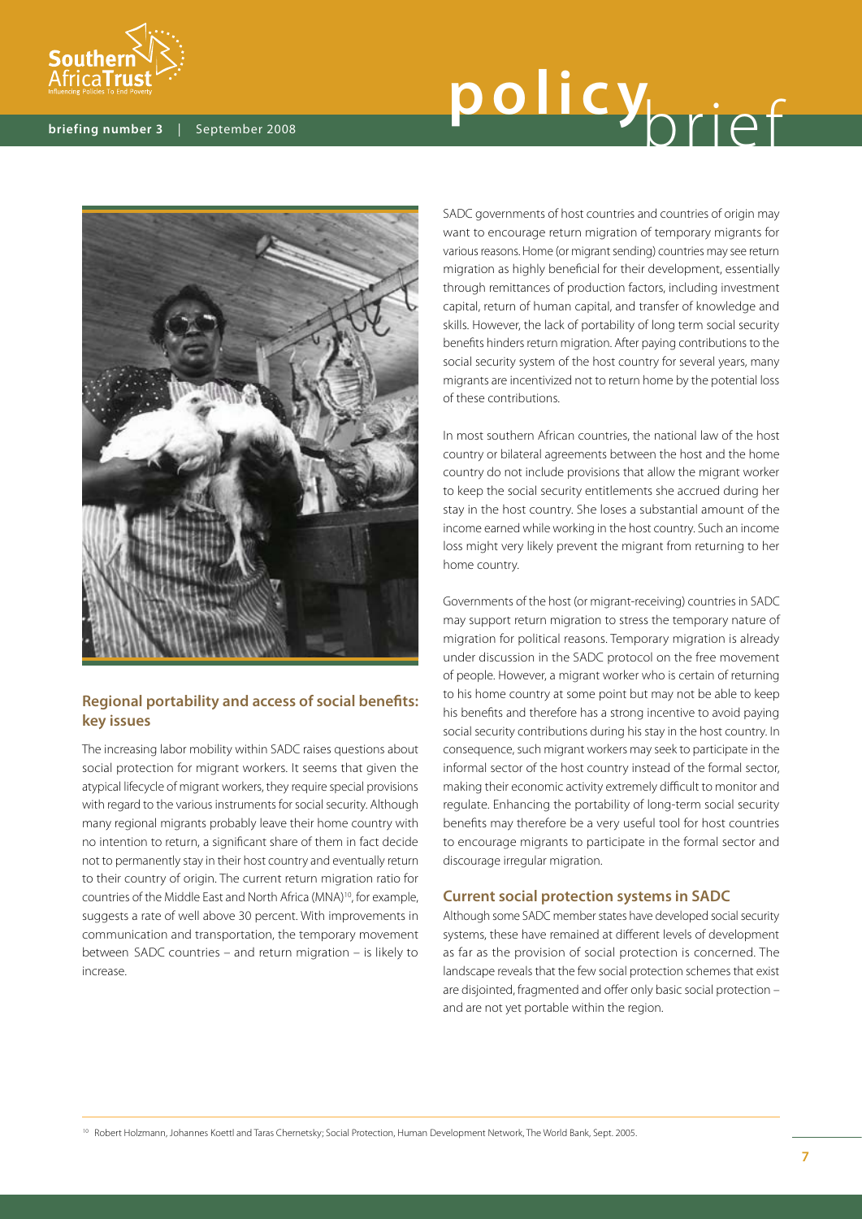## Regional portability and access of social benefits: key issues

The increasing labor mobility within SADC raises questions about social protection for migrant workers. It seems that given the atypical lifecycle of migrant workers, they require special provisions with regard to the various instruments for social security. Although many regional migrants probably leave their home country with no intention to return, a significant share of them in fact decide not to permanently stay in their host country and eventually return to their country of origin. The current return migration ratio for countries of the Middle East and North Africa (MNA)[10], for example, suggests a rate of well above 30 percent. With improvements in communication and transportation, the temporary movement between SADC countries – and return migration – is likely to increase.

SADC governments of host countries and countries of origin may want to encourage return migration of temporary migrants for various reasons. Home (or migrant sending) countries may see return migration as highly beneficial for their development, essentially through remittances of production factors, including investment capital, return of human capital, and transfer of knowledge and skills. However, the lack of portability of long term social security benefits hinders return migration. After paying contributions to the social security system of the host country for several years, many migrants are incentivized not to return home by the potential loss of these contributions.

In most southern African countries, the national law of the host country or bilateral agreements between the host and the home country do not include provisions that allow the migrant worker to keep the social security entitlements she accrued during her stay in the host country. She loses a substantial amount of the income earned while working in the host country. Such an income loss might very likely prevent the migrant from returning to her home country.

Governments of the host (or migrant-receiving) countries in SADC may support return migration to stress the temporary nature of migration for political reasons. Temporary migration is already under discussion in the SADC protocol on the free movement of people. However, a migrant worker who is certain of returning to his home country at some point but may not be able to keep his benefits and therefore has a strong incentive to avoid paying social security contributions during his stay in the host country. In consequence, such migrant workers may seek to participate in the informal sector of the host country instead of the formal sector, making their economic activity extremely difficult to monitor and regulate. Enhancing the portability of long-term social security benefits may therefore be a very useful tool for host countries to encourage migrants to participate in the formal sector and discourage irregular migration.

## Current social protection systems in SADC

Although some SADC member states have developed social security systems, these have remained at different levels of development as far as the provision of social protection is concerned. The landscape reveals that the few social protection schemes that exist are disjointed, fragmented and offer only basic social protection – and are not yet portable within the region.

[10] Robert Holzmann, Johannes Koettl and Taras Chernetsky; Social Protection, Human Development Network, The World Bank, Sept. 2005.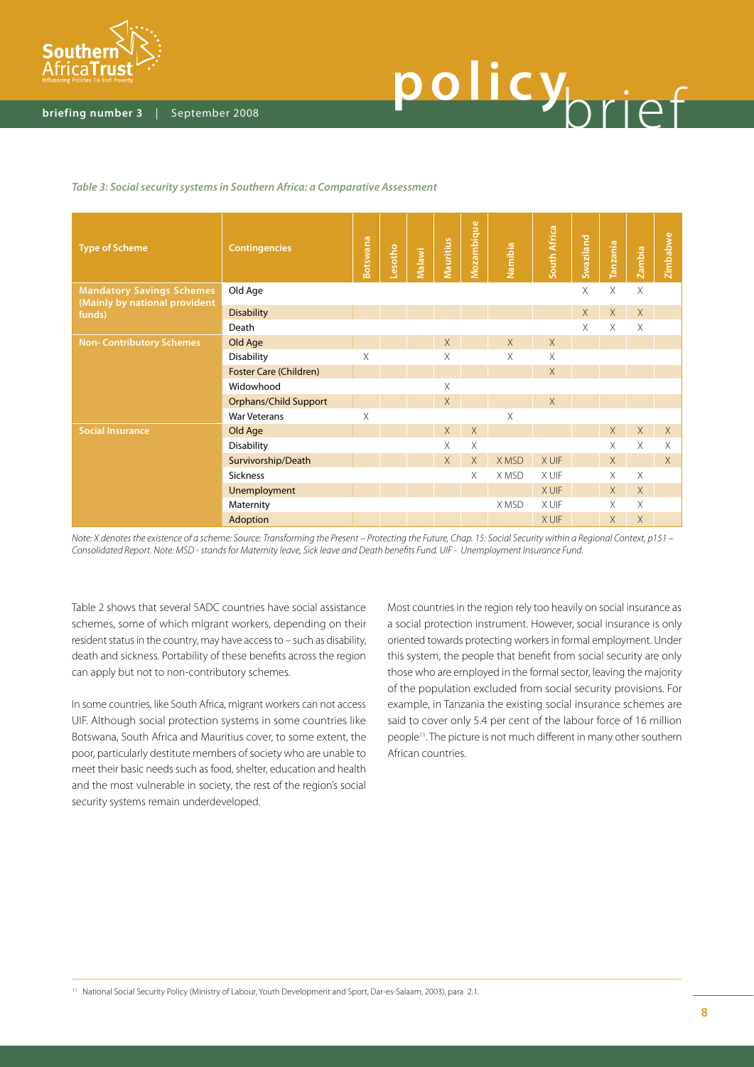*Table 3: Social security systems in Southern Africa: a Comparative Assessment*

| Type of Scheme | Contingencies | Botswana | Lesotho | Malawi | Mauritius | Mozambique | Namibia | South Africa | Swaziland | Tanzania | Zambia | Zimbabwe |
|---|---|---|---|---|---|---|---|---|---|---|---|---|
| Mandatory Savings Schemes (Mainly by national provident funds) | Old Age | | | | | | | | X | X | X | |
| | Disability | | | | | | | | X | X | X | |
| | Death | | | | | | | | X | X | X | |
| Non- Contributory Schemes | Old Age | | | | X | | X | X | | | | |
| | Disability | X | | | X | | X | X | | | | |
| | Foster Care (Children) | | | | | | | X | | | | |
| | Widowhood | | | | X | | | | | | | |
| | Orphans/Child Support | | | | X | | | X | | | | |
| | War Veterans | X | | | | | X | | | | | |
| Social Insurance | Old Age | | | | X | X | | | | X | X | X |
| | Disability | | | | X | X | | | | X | X | X |
| | Survivorship/Death | | | | X | X | X MSD | X UIF | | X | | X |
| | Sickness | | | | | X | X MSD | X UIF | | X | X | |
| | Unemployment | | | | | | | X UIF | | X | X | |
| | Maternity | | | | | | X MSD | X UIF | | X | X | |
| | Adoption | | | | | | | X UIF | | X | X | |

*Note: X denotes the existence of a scheme: Source: Transforming the Present – Protecting the Future, Chap. 15: Social Security within a Regional Context, p151 – Consolidated Report. Note: MSD - stands for Maternity leave, Sick leave and Death benefits Fund. UIF - Unemployment Insurance Fund.*

Table 2 shows that several SADC countries have social assistance schemes, some of which migrant workers, depending on their resident status in the country, may have access to – such as disability, death and sickness. Portability of these benefits across the region can apply but not to non-contributory schemes.

In some countries, like South Africa, migrant workers can not access UIF. Although social protection systems in some countries like Botswana, South Africa and Mauritius cover, to some extent, the poor, particularly destitute members of society who are unable to meet their basic needs such as food, shelter, education and health and the most vulnerable in society, the rest of the region's social security systems remain underdeveloped.

Most countries in the region rely too heavily on social insurance as a social protection instrument. However, social insurance is only oriented towards protecting workers in formal employment. Under this system, the people that benefit from social security are only those who are employed in the formal sector, leaving the majority of the population excluded from social security provisions. For example, in Tanzania the existing social insurance schemes are said to cover only 5.4 per cent of the labour force of 16 million people[11]. The picture is not much different in many other southern African countries.

[11] National Social Security Policy (Ministry of Labour, Youth Development and Sport, Dar-es-Salaam, 2003), para 2.1.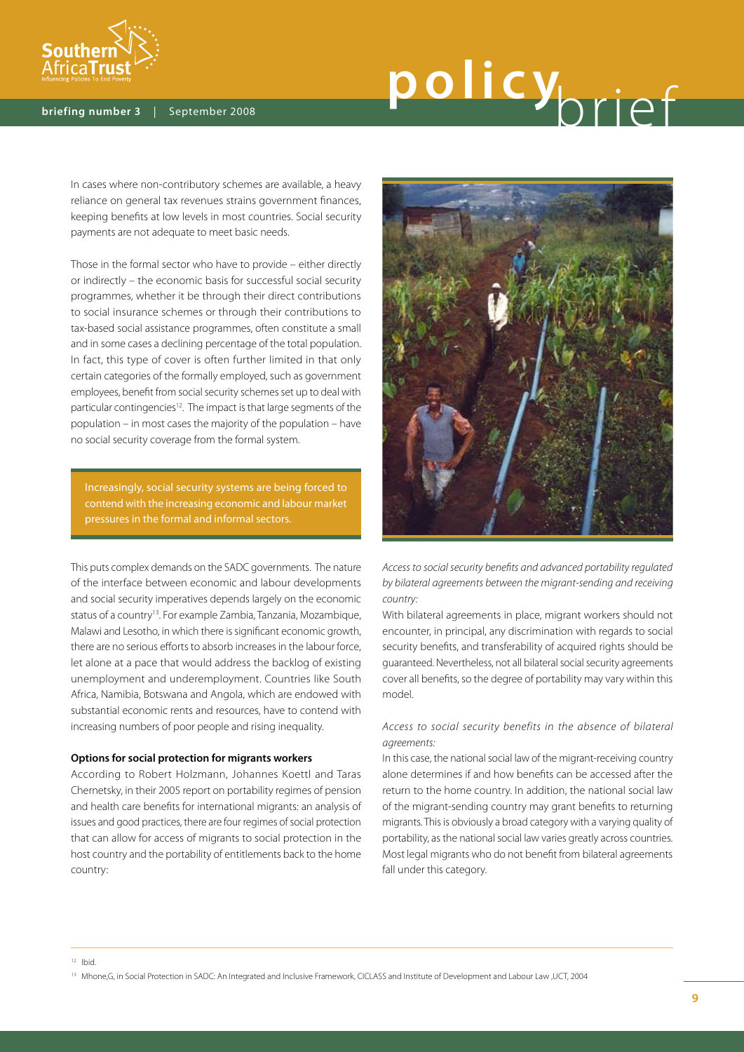In cases where non-contributory schemes are available, a heavy reliance on general tax revenues strains government finances, keeping benefits at low levels in most countries. Social security payments are not adequate to meet basic needs.

Those in the formal sector who have to provide – either directly or indirectly – the economic basis for successful social security programmes, whether it be through their direct contributions to social insurance schemes or through their contributions to tax-based social assistance programmes, often constitute a small and in some cases a declining percentage of the total population. In fact, this type of cover is often further limited in that only certain categories of the formally employed, such as government employees, benefit from social security schemes set up to deal with particular contingencies[12]. The impact is that large segments of the population – in most cases the majority of the population – have no social security coverage from the formal system.

> Increasingly, social security systems are being forced to contend with the increasing economic and labour market pressures in the formal and informal sectors.

This puts complex demands on the SADC governments. The nature of the interface between economic and labour developments and social security imperatives depends largely on the economic status of a country[13]. For example Zambia, Tanzania, Mozambique, Malawi and Lesotho, in which there is significant economic growth, there are no serious efforts to absorb increases in the labour force, let alone at a pace that would address the backlog of existing unemployment and underemployment. Countries like South Africa, Namibia, Botswana and Angola, which are endowed with substantial economic rents and resources, have to contend with increasing numbers of poor people and rising inequality.

**Options for social protection for migrants workers**

According to Robert Holzmann, Johannes Koettl and Taras Chernetsky, in their 2005 report on portability regimes of pension and health care benefits for international migrants: an analysis of issues and good practices, there are four regimes of social protection that can allow for access of migrants to social protection in the host country and the portability of entitlements back to the home country:

*Access to social security benefits and advanced portability regulated by bilateral agreements between the migrant-sending and receiving country:*

With bilateral agreements in place, migrant workers should not encounter, in principal, any discrimination with regards to social security benefits, and transferability of acquired rights should be guaranteed. Nevertheless, not all bilateral social security agreements cover all benefits, so the degree of portability may vary within this model.

*Access to social security benefits in the absence of bilateral agreements:*

In this case, the national social law of the migrant-receiving country alone determines if and how benefits can be accessed after the return to the home country. In addition, the national social law of the migrant-sending country may grant benefits to returning migrants. This is obviously a broad category with a varying quality of portability, as the national social law varies greatly across countries. Most legal migrants who do not benefit from bilateral agreements fall under this category.

[12] Ibid.

[13] Mhone,G, in Social Protection in SADC: An Integrated and Inclusive Framework, CICLASS and Institute of Development and Labour Law ,UCT, 2004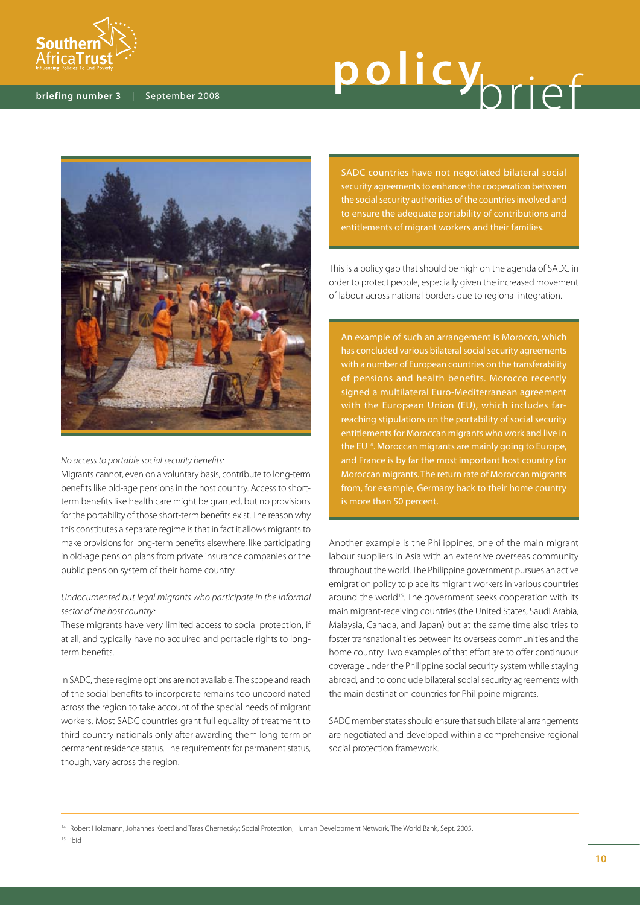*No access to portable social security benefits:*

Migrants cannot, even on a voluntary basis, contribute to long-term benefits like old-age pensions in the host country. Access to short-term benefits like health care might be granted, but no provisions for the portability of those short-term benefits exist. The reason why this constitutes a separate regime is that in fact it allows migrants to make provisions for long-term benefits elsewhere, like participating in old-age pension plans from private insurance companies or the public pension system of their home country.

*Undocumented but legal migrants who participate in the informal sector of the host country:*

These migrants have very limited access to social protection, if at all, and typically have no acquired and portable rights to long-term benefits.

In SADC, these regime options are not available. The scope and reach of the social benefits to incorporate remains too uncoordinated across the region to take account of the special needs of migrant workers. Most SADC countries grant full equality of treatment to third country nationals only after awarding them long-term or permanent residence status. The requirements for permanent status, though, vary across the region.

SADC countries have not negotiated bilateral social security agreements to enhance the cooperation between the social security authorities of the countries involved and to ensure the adequate portability of contributions and entitlements of migrant workers and their families.

This is a policy gap that should be high on the agenda of SADC in order to protect people, especially given the increased movement of labour across national borders due to regional integration.

An example of such an arrangement is Morocco, which has concluded various bilateral social security agreements with a number of European countries on the transferability of pensions and health benefits. Morocco recently signed a multilateral Euro-Mediterranean agreement with the European Union (EU), which includes far-reaching stipulations on the portability of social security entitlements for Moroccan migrants who work and live in the EU[14]. Moroccan migrants are mainly going to Europe, and France is by far the most important host country for Moroccan migrants. The return rate of Moroccan migrants from, for example, Germany back to their home country is more than 50 percent.

Another example is the Philippines, one of the main migrant labour suppliers in Asia with an extensive overseas community throughout the world. The Philippine government pursues an active emigration policy to place its migrant workers in various countries around the world[15]. The government seeks cooperation with its main migrant-receiving countries (the United States, Saudi Arabia, Malaysia, Canada, and Japan) but at the same time also tries to foster transnational ties between its overseas communities and the home country. Two examples of that effort are to offer continuous coverage under the Philippine social security system while staying abroad, and to conclude bilateral social security agreements with the main destination countries for Philippine migrants.

SADC member states should ensure that such bilateral arrangements are negotiated and developed within a comprehensive regional social protection framework.

---

[14] Robert Holzmann, Johannes Koettl and Taras Chernetsky; Social Protection, Human Development Network, The World Bank, Sept. 2005.

[15] ibid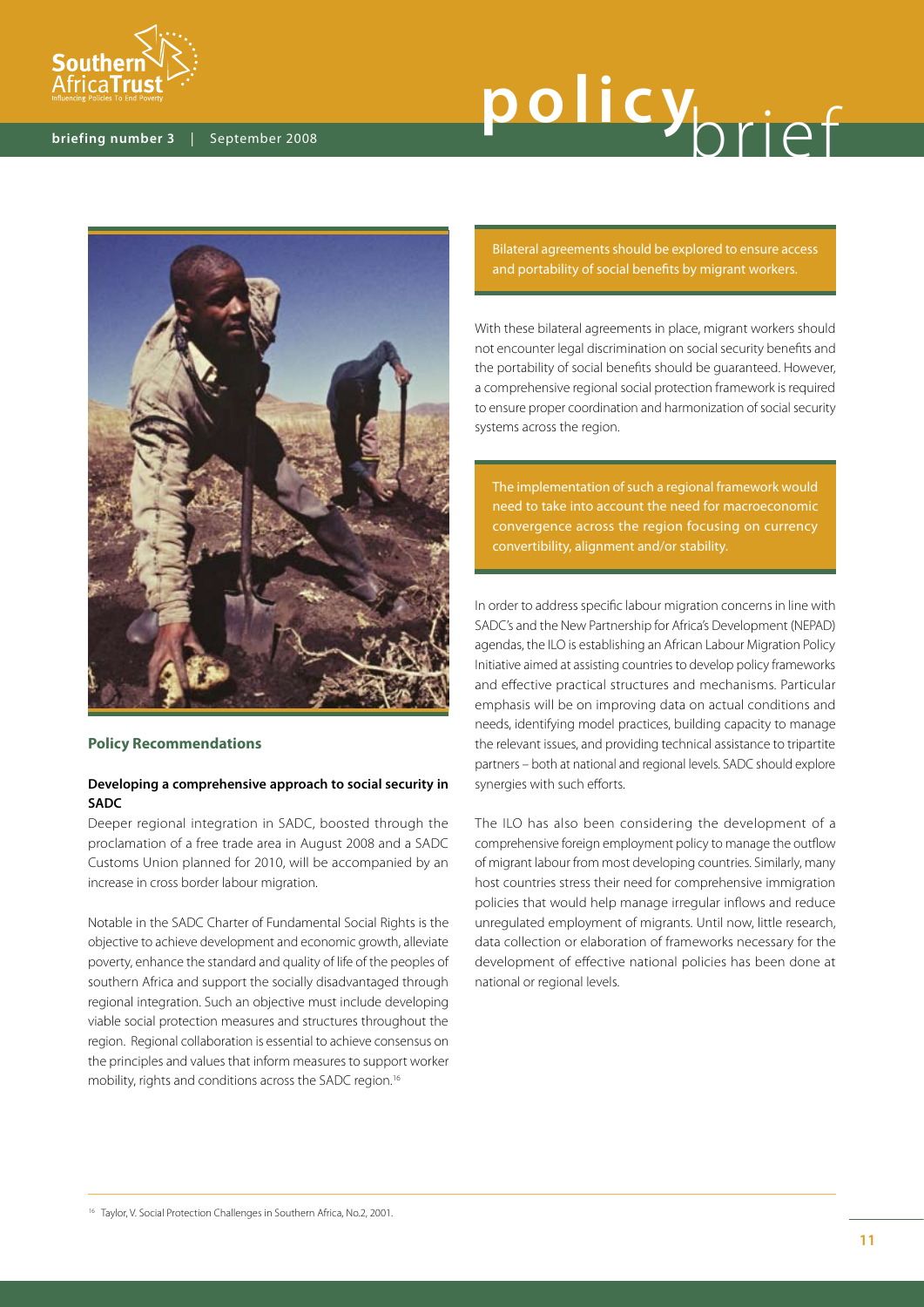## Policy Recommendations

### Developing a comprehensive approach to social security in SADC

Deeper regional integration in SADC, boosted through the proclamation of a free trade area in August 2008 and a SADC Customs Union planned for 2010, will be accompanied by an increase in cross border labour migration.

Notable in the SADC Charter of Fundamental Social Rights is the objective to achieve development and economic growth, alleviate poverty, enhance the standard and quality of life of the peoples of southern Africa and support the socially disadvantaged through regional integration. Such an objective must include developing viable social protection measures and structures throughout the region. Regional collaboration is essential to achieve consensus on the principles and values that inform measures to support worker mobility, rights and conditions across the SADC region.[16]

Bilateral agreements should be explored to ensure access and portability of social benefits by migrant workers.

With these bilateral agreements in place, migrant workers should not encounter legal discrimination on social security benefits and the portability of social benefits should be guaranteed. However, a comprehensive regional social protection framework is required to ensure proper coordination and harmonization of social security systems across the region.

The implementation of such a regional framework would need to take into account the need for macroeconomic convergence across the region focusing on currency convertibility, alignment and/or stability.

In order to address specific labour migration concerns in line with SADC's and the New Partnership for Africa's Development (NEPAD) agendas, the ILO is establishing an African Labour Migration Policy Initiative aimed at assisting countries to develop policy frameworks and effective practical structures and mechanisms. Particular emphasis will be on improving data on actual conditions and needs, identifying model practices, building capacity to manage the relevant issues, and providing technical assistance to tripartite partners – both at national and regional levels. SADC should explore synergies with such efforts.

The ILO has also been considering the development of a comprehensive foreign employment policy to manage the outflow of migrant labour from most developing countries. Similarly, many host countries stress their need for comprehensive immigration policies that would help manage irregular inflows and reduce unregulated employment of migrants. Until now, little research, data collection or elaboration of frameworks necessary for the development of effective national policies has been done at national or regional levels.

[16] Taylor, V. Social Protection Challenges in Southern Africa, No.2, 2001.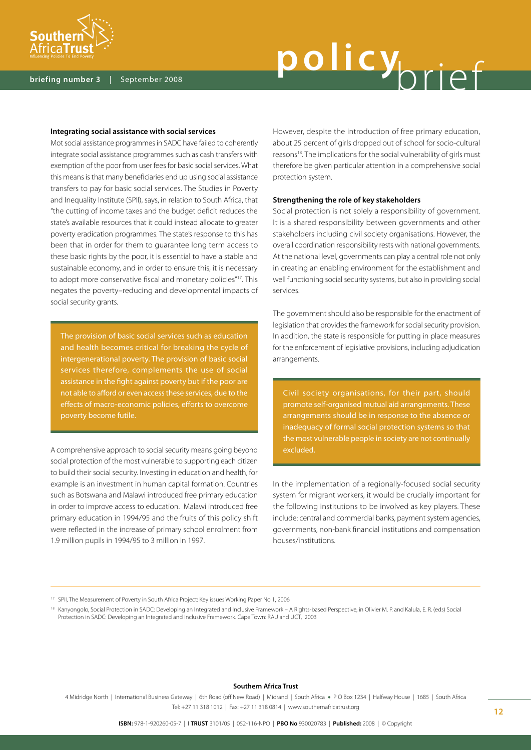### Integrating social assistance with social services

Mot social assistance programmes in SADC have failed to coherently integrate social assistance programmes such as cash transfers with exemption of the poor from user fees for basic social services. What this means is that many beneficiaries end up using social assistance transfers to pay for basic social services. The Studies in Poverty and Inequality Institute (SPII), says, in relation to South Africa, that "the cutting of income taxes and the budget deficit reduces the state's available resources that it could instead allocate to greater poverty eradication programmes. The state's response to this has been that in order for them to guarantee long term access to these basic rights by the poor, it is essential to have a stable and sustainable economy, and in order to ensure this, it is necessary to adopt more conservative fiscal and monetary policies"[17]. This negates the poverty–reducing and developmental impacts of social security grants.

> The provision of basic social services such as education and health becomes critical for breaking the cycle of intergenerational poverty. The provision of basic social services therefore, complements the use of social assistance in the fight against poverty but if the poor are not able to afford or even access these services, due to the effects of macro-economic policies, efforts to overcome poverty become futile.

A comprehensive approach to social security means going beyond social protection of the most vulnerable to supporting each citizen to build their social security. Investing in education and health, for example is an investment in human capital formation. Countries such as Botswana and Malawi introduced free primary education in order to improve access to education. Malawi introduced free primary education in 1994/95 and the fruits of this policy shift were reflected in the increase of primary school enrolment from 1.9 million pupils in 1994/95 to 3 million in 1997.

However, despite the introduction of free primary education, about 25 percent of girls dropped out of school for socio-cultural reasons[18]. The implications for the social vulnerability of girls must therefore be given particular attention in a comprehensive social protection system.

### Strengthening the role of key stakeholders

Social protection is not solely a responsibility of government. It is a shared responsibility between governments and other stakeholders including civil society organisations. However, the overall coordination responsibility rests with national governments. At the national level, governments can play a central role not only in creating an enabling environment for the establishment and well functioning social security systems, but also in providing social services.

The government should also be responsible for the enactment of legislation that provides the framework for social security provision. In addition, the state is responsible for putting in place measures for the enforcement of legislative provisions, including adjudication arrangements.

> Civil society organisations, for their part, should promote self-organised mutual aid arrangements. These arrangements should be in response to the absence or inadequacy of formal social protection systems so that the most vulnerable people in society are not continually excluded.

In the implementation of a regionally-focused social security system for migrant workers, it would be crucially important for the following institutions to be involved as key players. These include: central and commercial banks, payment system agencies, governments, non-bank financial institutions and compensation houses/institutions.

---

[17] SPII, The Measurement of Poverty in South Africa Project: Key issues Working Paper No 1, 2006

[18] Kanyongolo, Social Protection in SADC: Developing an Integrated and Inclusive Framework – A Rights-based Perspective, in Olivier M. P. and Kalula, E. R. (eds) Social Protection in SADC: Developing an Integrated and Inclusive Framework. Cape Town: RAU and UCT, 2003

**Southern Africa Trust**

4 Midridge North | International Business Gateway | 6th Road (off New Road) | Midrand | South Africa • P O Box 1234 | Halfway House | 1685 | South Africa
Tel: +27 11 318 1012 | Fax: +27 11 318 0814 | www.southernafricatrust.org

**ISBN:** 978-1-920260-05-7 | **I TRUST** 3101/05 | 052-116-NPO | **PBO No** 930020783 | **Published:** 2008 | © Copyright